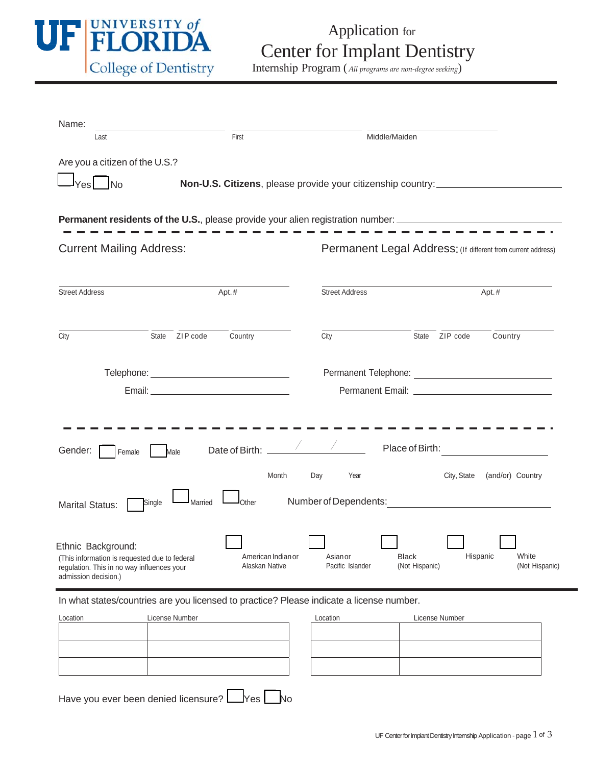UF UNIVERSITY of FLORIDA
College of Dentistry

# Application for Center for Implant Dentistry

Internship Program (*All programs are non-degree seeking*)

Name: ______________________ ______________________ ______________________

Last First Middle/Maiden

Are you a citizen of the U.S.?

☐ Yes ☐ No **Non-U.S. Citizens**, please provide your citizenship country: ______________________

**Permanent residents of the U.S.**, please provide your alien registration number: ______________________

## Current Mailing Address:

______________________
Street Address Apt.#

______________________
City State ZIP code Country

Telephone: ______________________

Email: ______________________

## Permanent Legal Address: (If different from current address)

______________________
Street Address Apt.#

______________________
City State ZIP code Country

Permanent Telephone: ______________________

Permanent Email: ______________________

Gender: ☐ Female ☐ Male Date of Birth: ____ / ____ / ____ Place of Birth: ______________________

Month Day Year City, State (and/or) Country

Marital Status: ☐ Single ☐ Married ☐ Other Number of Dependents: ______________________

Ethnic Background:
(This information is requested due to federal regulation. This in no way influences your admission decision.)

☐ American Indian or Alaskan Native ☐ Asian or Pacific Islander ☐ Black (Not Hispanic) ☐ Hispanic ☐ White (Not Hispanic)

In what states/countries are you licensed to practice? Please indicate a license number.

| Location | License Number |
| --- | --- |
| | |
| | |
| | |

| Location | License Number |
| --- | --- |
| | |
| | |
| | |

Have you ever been denied licensure? ☐ Yes ☐ No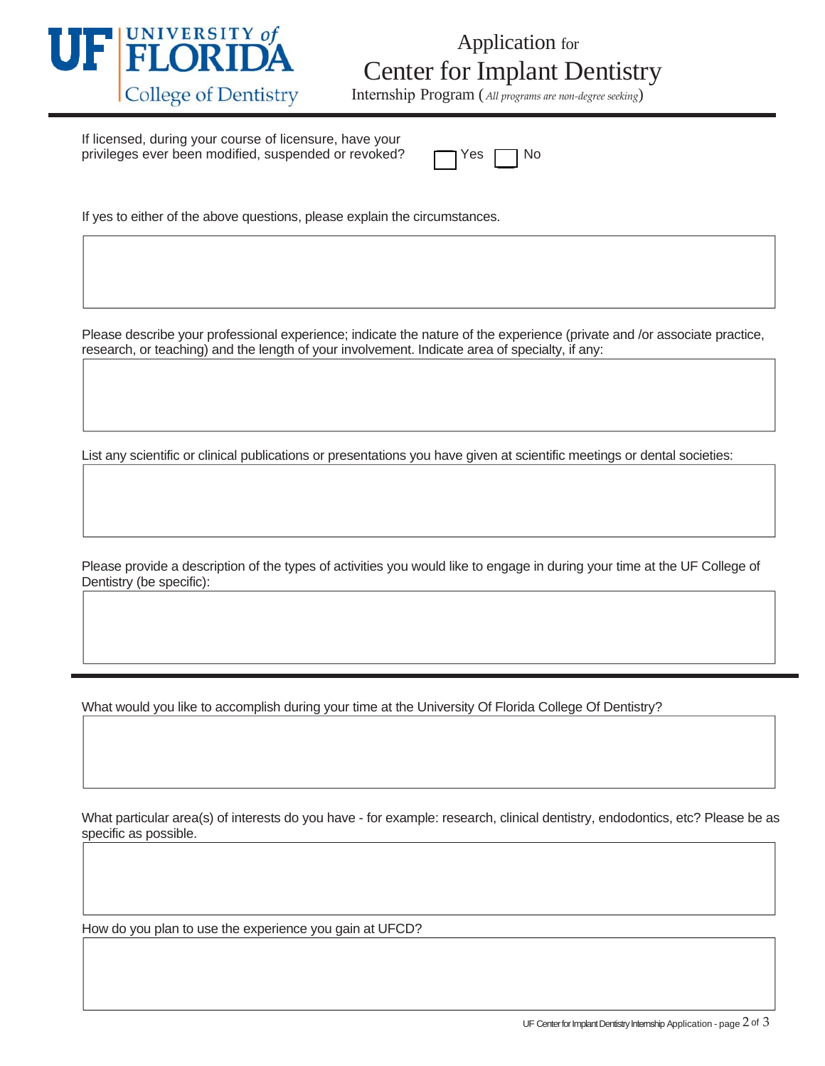# Application for Center for Implant Dentistry

Internship Program (*All programs are non-degree seeking*)

If licensed, during your course of licensure, have your privileges ever been modified, suspended or revoked? ☐ Yes ☐ No

If yes to either of the above questions, please explain the circumstances.

| |
|---|
| |

Please describe your professional experience; indicate the nature of the experience (private and /or associate practice, research, or teaching) and the length of your involvement. Indicate area of specialty, if any:

| |
|---|
| |

List any scientific or clinical publications or presentations you have given at scientific meetings or dental societies:

| |
|---|
| |

Please provide a description of the types of activities you would like to engage in during your time at the UF College of Dentistry (be specific):

| |
|---|
| |

---

What would you like to accomplish during your time at the University Of Florida College Of Dentistry?

| |
|---|
| |

What particular area(s) of interests do you have - for example: research, clinical dentistry, endodontics, etc? Please be as specific as possible.

| |
|---|
| |

How do you plan to use the experience you gain at UFCD?

| |
|---|
| |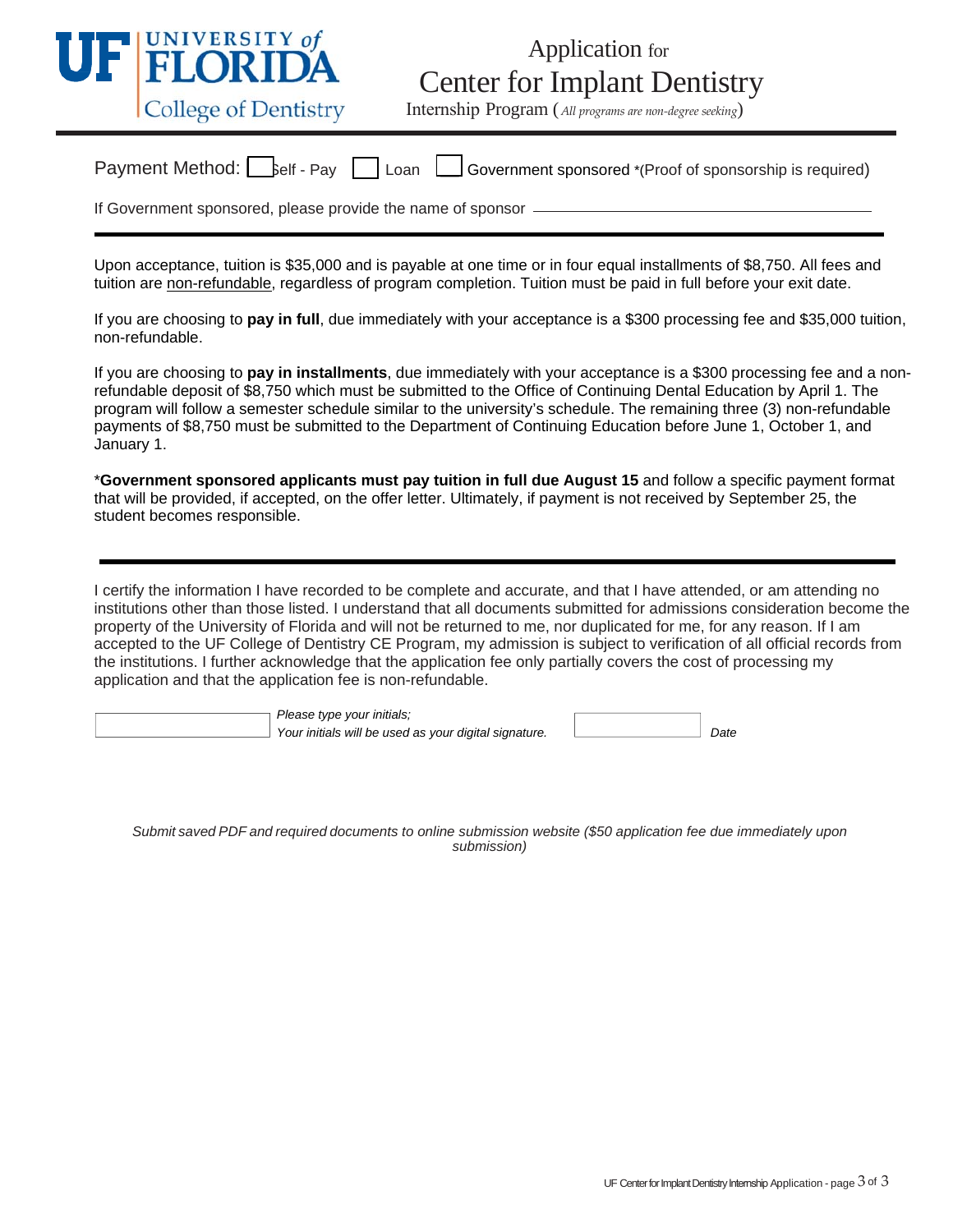# Application for Center for Implant Dentistry

Internship Program (*All programs are non-degree seeking*)

UNIVERSITY of FLORIDA
College of Dentistry

Payment Method: ☐ Self - Pay ☐ Loan ☐ Government sponsored *(Proof of sponsorship is required)

If Government sponsored, please provide the name of sponsor ____________________

---

Upon acceptance, tuition is $35,000 and is payable at one time or in four equal installments of $8,750. All fees and tuition are non-refundable, regardless of program completion. Tuition must be paid in full before your exit date.

If you are choosing to **pay in full**, due immediately with your acceptance is a $300 processing fee and $35,000 tuition, non-refundable.

If you are choosing to **pay in installments**, due immediately with your acceptance is a $300 processing fee and a non-refundable deposit of $8,750 which must be submitted to the Office of Continuing Dental Education by April 1. The program will follow a semester schedule similar to the university's schedule. The remaining three (3) non-refundable payments of $8,750 must be submitted to the Department of Continuing Education before June 1, October 1, and January 1.

***Government sponsored applicants must pay tuition in full due August 15** and follow a specific payment format that will be provided, if accepted, on the offer letter. Ultimately, if payment is not received by September 25, the student becomes responsible.

---

I certify the information I have recorded to be complete and accurate, and that I have attended, or am attending no institutions other than those listed. I understand that all documents submitted for admissions consideration become the property of the University of Florida and will not be returned to me, nor duplicated for me, for any reason. If I am accepted to the UF College of Dentistry CE Program, my admission is subject to verification of all official records from the institutions. I further acknowledge that the application fee only partially covers the cost of processing my application and that the application fee is non-refundable.

____________________ *Please type your initials; Your initials will be used as your digital signature.*

____________________ *Date*

*Submit saved PDF and required documents to online submission website ($50 application fee due immediately upon submission)*